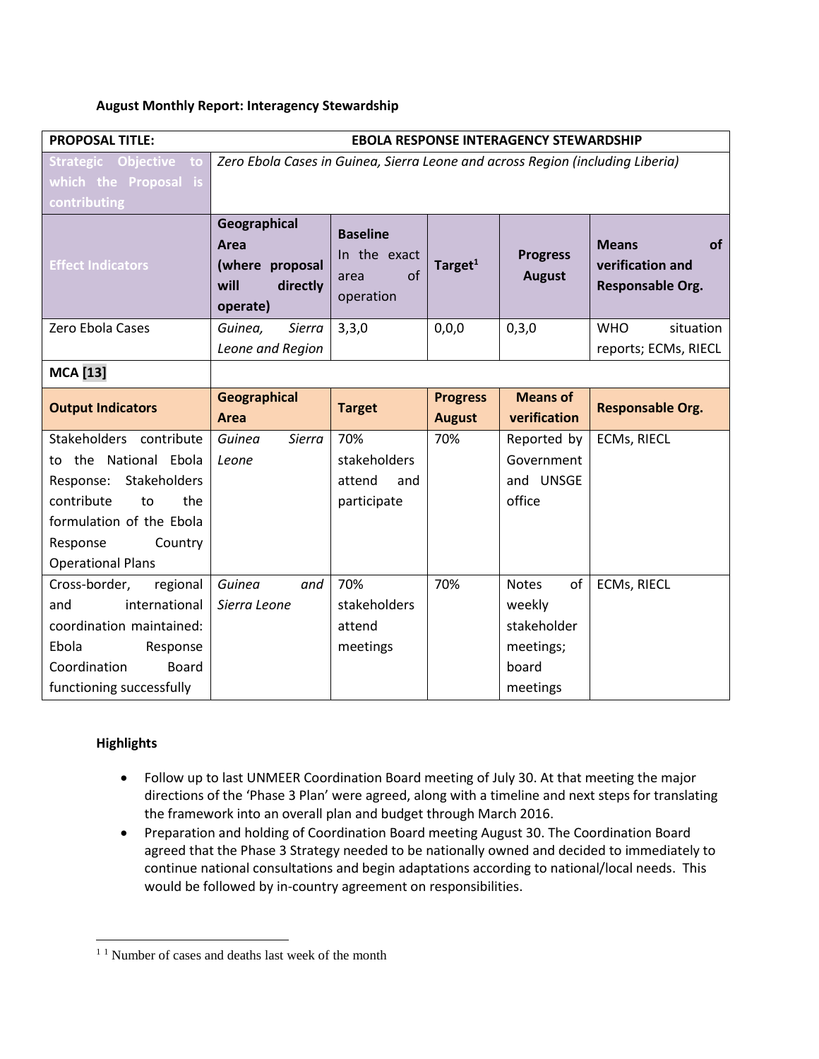**August Monthly Report: Interagency Stewardship**

| PROPOSAL TITLE: | EBOLA RESPONSE INTERAGENCY STEWARDSHIP | | | | |
|---|---|---|---|---|---|
| Strategic Objective to which the Proposal is contributing | *Zero Ebola Cases in Guinea, Sierra Leone and across Region (including Liberia)* | | | | |
| Effect Indicators | **Geographical Area (where proposal will directly operate)** | **Baseline** In the exact area of operation | **Target**[1] | **Progress August** | **Means of verification and Responsable Org.** |
| Zero Ebola Cases | *Guinea, Sierra Leone and Region* | 3,3,0 | 0,0,0 | 0,3,0 | WHO situation reports; ECMs, RIECL |
| **MCA [13]** | | | | | |
| **Output Indicators** | **Geographical Area** | **Target** | **Progress August** | **Means of verification** | **Responsable Org.** |
| Stakeholders contribute to the National Ebola Response: Stakeholders contribute to the formulation of the Ebola Response Country Operational Plans | *Guinea Sierra Leone* | 70% stakeholders attend and participate | 70% | Reported by Government and UNSGE office | ECMs, RIECL |
| Cross-border, regional and international coordination maintained: Ebola Response Coordination Board functioning successfully | *Guinea and Sierra Leone* | 70% stakeholders attend meetings | 70% | Notes of weekly stakeholder meetings; board meetings | ECMs, RIECL |

**Highlights**

- Follow up to last UNMEER Coordination Board meeting of July 30. At that meeting the major directions of the 'Phase 3 Plan' were agreed, along with a timeline and next steps for translating the framework into an overall plan and budget through March 2016.
- Preparation and holding of Coordination Board meeting August 30. The Coordination Board agreed that the Phase 3 Strategy needed to be nationally owned and decided to immediately to continue national consultations and begin adaptations according to national/local needs. This would be followed by in-country agreement on responsibilities.

---

[1] [1] Number of cases and deaths last week of the month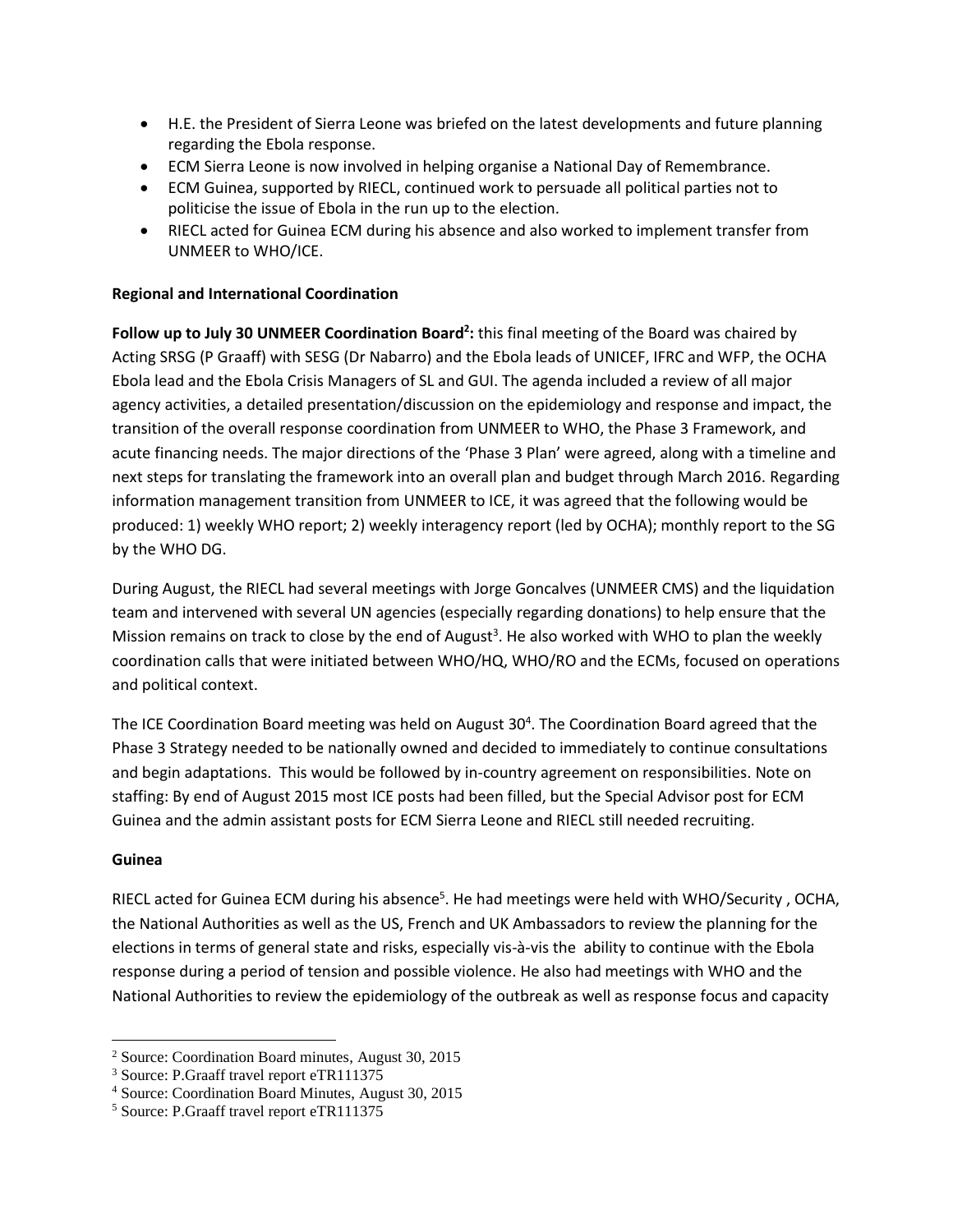- H.E. the President of Sierra Leone was briefed on the latest developments and future planning regarding the Ebola response.
- ECM Sierra Leone is now involved in helping organise a National Day of Remembrance.
- ECM Guinea, supported by RIECL, continued work to persuade all political parties not to politicise the issue of Ebola in the run up to the election.
- RIECL acted for Guinea ECM during his absence and also worked to implement transfer from UNMEER to WHO/ICE.

**Regional and International Coordination**

**Follow up to July 30 UNMEER Coordination Board[2]:** this final meeting of the Board was chaired by Acting SRSG (P Graaff) with SESG (Dr Nabarro) and the Ebola leads of UNICEF, IFRC and WFP, the OCHA Ebola lead and the Ebola Crisis Managers of SL and GUI. The agenda included a review of all major agency activities, a detailed presentation/discussion on the epidemiology and response and impact, the transition of the overall response coordination from UNMEER to WHO, the Phase 3 Framework, and acute financing needs. The major directions of the 'Phase 3 Plan' were agreed, along with a timeline and next steps for translating the framework into an overall plan and budget through March 2016. Regarding information management transition from UNMEER to ICE, it was agreed that the following would be produced: 1) weekly WHO report; 2) weekly interagency report (led by OCHA); monthly report to the SG by the WHO DG.

During August, the RIECL had several meetings with Jorge Goncalves (UNMEER CMS) and the liquidation team and intervened with several UN agencies (especially regarding donations) to help ensure that the Mission remains on track to close by the end of August[3]. He also worked with WHO to plan the weekly coordination calls that were initiated between WHO/HQ, WHO/RO and the ECMs, focused on operations and political context.

The ICE Coordination Board meeting was held on August 30[4]. The Coordination Board agreed that the Phase 3 Strategy needed to be nationally owned and decided to immediately to continue consultations and begin adaptations. This would be followed by in-country agreement on responsibilities. Note on staffing: By end of August 2015 most ICE posts had been filled, but the Special Advisor post for ECM Guinea and the admin assistant posts for ECM Sierra Leone and RIECL still needed recruiting.

**Guinea**

RIECL acted for Guinea ECM during his absence[5]. He had meetings were held with WHO/Security , OCHA, the National Authorities as well as the US, French and UK Ambassadors to review the planning for the elections in terms of general state and risks, especially vis-à-vis the ability to continue with the Ebola response during a period of tension and possible violence. He also had meetings with WHO and the National Authorities to review the epidemiology of the outbreak as well as response focus and capacity

---

[2] Source: Coordination Board minutes, August 30, 2015

[3] Source: P.Graaff travel report eTR111375

[4] Source: Coordination Board Minutes, August 30, 2015

[5] Source: P.Graaff travel report eTR111375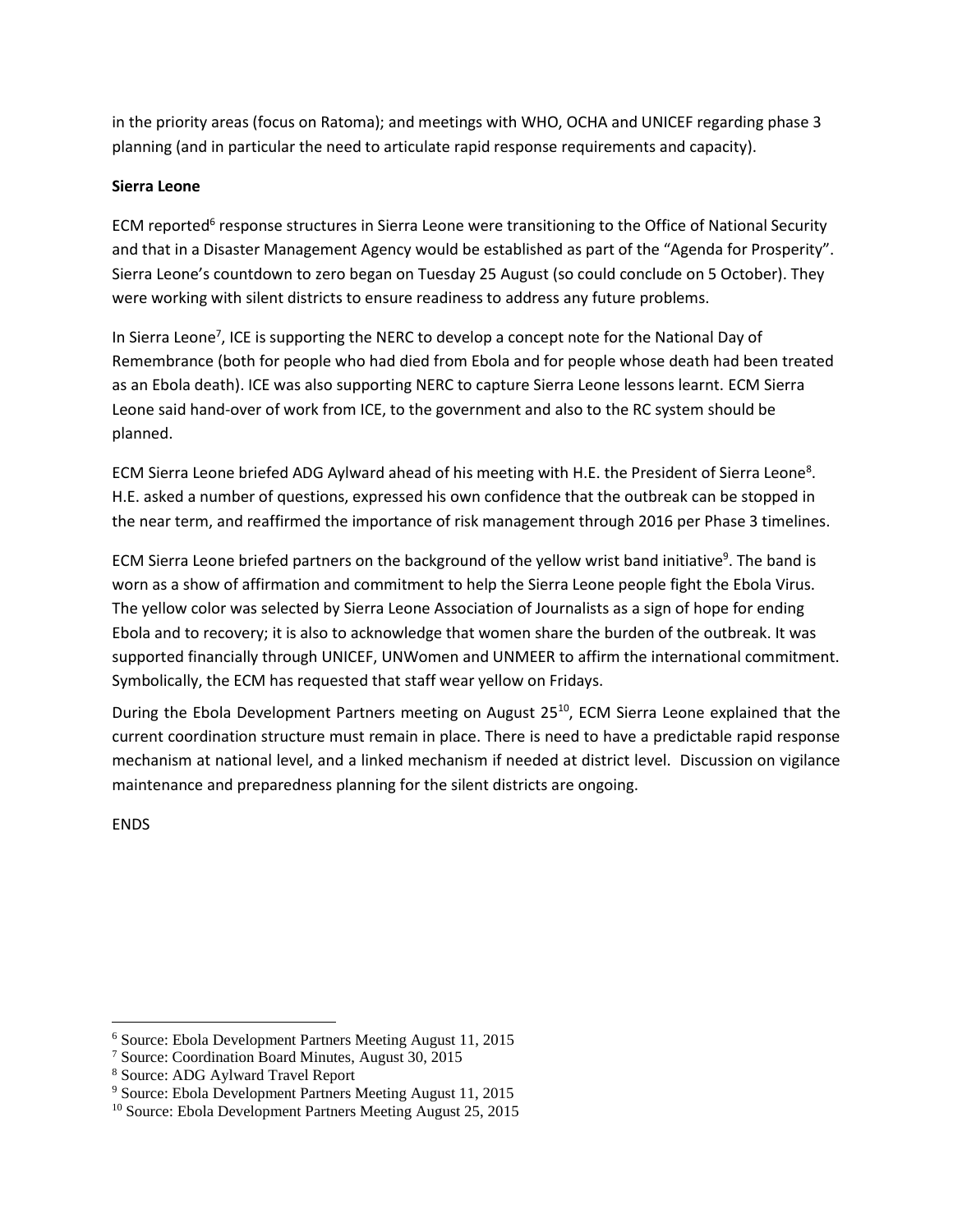in the priority areas (focus on Ratoma); and meetings with WHO, OCHA and UNICEF regarding phase 3 planning (and in particular the need to articulate rapid response requirements and capacity).

**Sierra Leone**

ECM reported[6] response structures in Sierra Leone were transitioning to the Office of National Security and that in a Disaster Management Agency would be established as part of the "Agenda for Prosperity". Sierra Leone's countdown to zero began on Tuesday 25 August (so could conclude on 5 October). They were working with silent districts to ensure readiness to address any future problems.

In Sierra Leone[7], ICE is supporting the NERC to develop a concept note for the National Day of Remembrance (both for people who had died from Ebola and for people whose death had been treated as an Ebola death). ICE was also supporting NERC to capture Sierra Leone lessons learnt. ECM Sierra Leone said hand-over of work from ICE, to the government and also to the RC system should be planned.

ECM Sierra Leone briefed ADG Aylward ahead of his meeting with H.E. the President of Sierra Leone[8]. H.E. asked a number of questions, expressed his own confidence that the outbreak can be stopped in the near term, and reaffirmed the importance of risk management through 2016 per Phase 3 timelines.

ECM Sierra Leone briefed partners on the background of the yellow wrist band initiative[9]. The band is worn as a show of affirmation and commitment to help the Sierra Leone people fight the Ebola Virus. The yellow color was selected by Sierra Leone Association of Journalists as a sign of hope for ending Ebola and to recovery; it is also to acknowledge that women share the burden of the outbreak. It was supported financially through UNICEF, UNWomen and UNMEER to affirm the international commitment. Symbolically, the ECM has requested that staff wear yellow on Fridays.

During the Ebola Development Partners meeting on August 25[10], ECM Sierra Leone explained that the current coordination structure must remain in place. There is need to have a predictable rapid response mechanism at national level, and a linked mechanism if needed at district level. Discussion on vigilance maintenance and preparedness planning for the silent districts are ongoing.

ENDS

---

[6] Source: Ebola Development Partners Meeting August 11, 2015

[7] Source: Coordination Board Minutes, August 30, 2015

[8] Source: ADG Aylward Travel Report

[9] Source: Ebola Development Partners Meeting August 11, 2015

[10] Source: Ebola Development Partners Meeting August 25, 2015